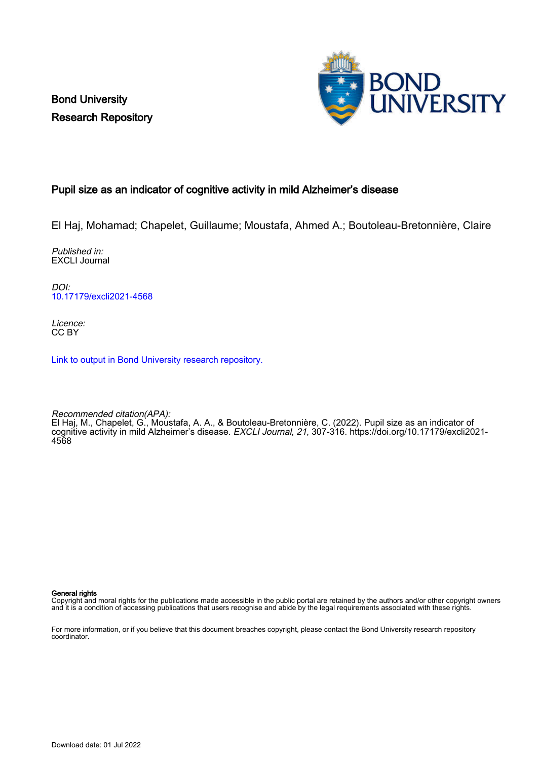Bond University
Research Repository

# Pupil size as an indicator of cognitive activity in mild Alzheimer's disease

El Haj, Mohamad; Chapelet, Guillaume; Moustafa, Ahmed A.; Boutoleau-Bretonnière, Claire

*Published in:*
EXCLI Journal

*DOI:*
10.17179/excli2021-4568

*Licence:*
CC BY

Link to output in Bond University research repository.

*Recommended citation(APA):*
El Haj, M., Chapelet, G., Moustafa, A. A., & Boutoleau-Bretonnière, C. (2022). Pupil size as an indicator of cognitive activity in mild Alzheimer's disease. *EXCLI Journal*, *21*, 307-316. https://doi.org/10.17179/excli2021-4568

**General rights**
Copyright and moral rights for the publications made accessible in the public portal are retained by the authors and/or other copyright owners and it is a condition of accessing publications that users recognise and abide by the legal requirements associated with these rights.

For more information, or if you believe that this document breaches copyright, please contact the Bond University research repository coordinator.

Download date: 01 Jul 2022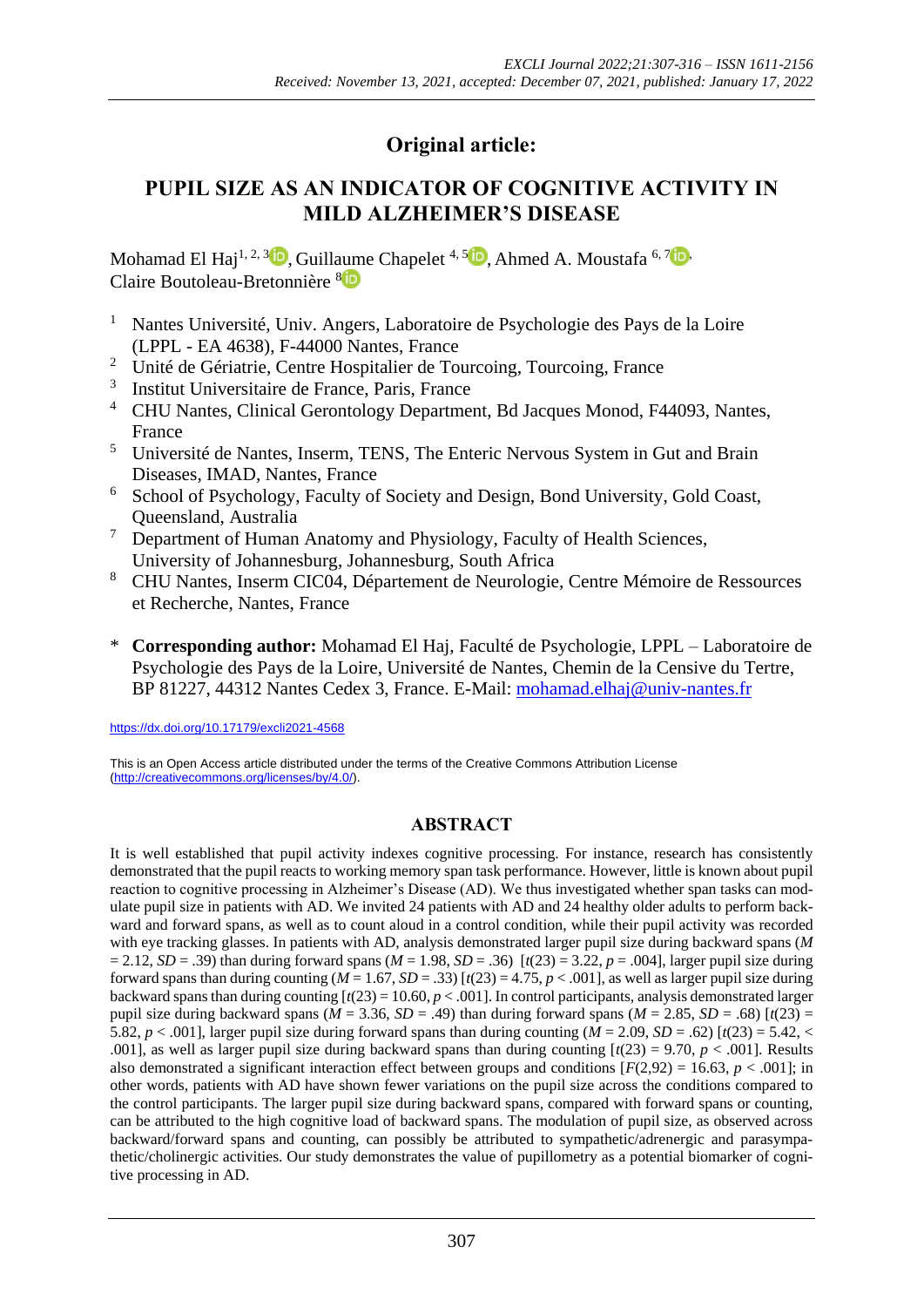## Original article:

# PUPIL SIZE AS AN INDICATOR OF COGNITIVE ACTIVITY IN MILD ALZHEIMER'S DISEASE

Mohamad El Haj[1, 2, 3], Guillaume Chapelet [4, 5], Ahmed A. Moustafa [6, 7], Claire Boutoleau-Bretonnière [8]

[1] Nantes Université, Univ. Angers, Laboratoire de Psychologie des Pays de la Loire (LPPL - EA 4638), F-44000 Nantes, France
[2] Unité de Gériatrie, Centre Hospitalier de Tourcoing, Tourcoing, France
[3] Institut Universitaire de France, Paris, France
[4] CHU Nantes, Clinical Gerontology Department, Bd Jacques Monod, F44093, Nantes, France
[5] Université de Nantes, Inserm, TENS, The Enteric Nervous System in Gut and Brain Diseases, IMAD, Nantes, France
[6] School of Psychology, Faculty of Society and Design, Bond University, Gold Coast, Queensland, Australia
[7] Department of Human Anatomy and Physiology, Faculty of Health Sciences, University of Johannesburg, Johannesburg, South Africa
[8] CHU Nantes, Inserm CIC04, Département de Neurologie, Centre Mémoire de Ressources et Recherche, Nantes, France

\* **Corresponding author:** Mohamad El Haj, Faculté de Psychologie, LPPL – Laboratoire de Psychologie des Pays de la Loire, Université de Nantes, Chemin de la Censive du Tertre, BP 81227, 44312 Nantes Cedex 3, France. E-Mail: mohamad.elhaj@univ-nantes.fr

https://dx.doi.org/10.17179/excli2021-4568

This is an Open Access article distributed under the terms of the Creative Commons Attribution License (http://creativecommons.org/licenses/by/4.0/).

## ABSTRACT

It is well established that pupil activity indexes cognitive processing. For instance, research has consistently demonstrated that the pupil reacts to working memory span task performance. However, little is known about pupil reaction to cognitive processing in Alzheimer's Disease (AD). We thus investigated whether span tasks can modulate pupil size in patients with AD. We invited 24 patients with AD and 24 healthy older adults to perform backward and forward spans, as well as to count aloud in a control condition, while their pupil activity was recorded with eye tracking glasses. In patients with AD, analysis demonstrated larger pupil size during backward spans ($M = 2.12$, $SD = .39$) than during forward spans ($M = 1.98$, $SD = .36$) [$t(23) = 3.22$, $p = .004$], larger pupil size during forward spans than during counting ($M = 1.67$, $SD = .33$) [$t(23) = 4.75$, $p < .001$], as well as larger pupil size during backward spans than during counting [$t(23) = 10.60$, $p < .001$]. In control participants, analysis demonstrated larger pupil size during backward spans ($M = 3.36$, $SD = .49$) than during forward spans ($M = 2.85$, $SD = .68$) [$t(23) = 5.82$, $p < .001$], larger pupil size during forward spans than during counting ($M = 2.09$, $SD = .62$) [$t(23) = 5.42$, $< .001$], as well as larger pupil size during backward spans than during counting [$t(23) = 9.70$, $p < .001$]. Results also demonstrated a significant interaction effect between groups and conditions [$F(2,92) = 16.63$, $p < .001$]; in other words, patients with AD have shown fewer variations on the pupil size across the conditions compared to the control participants. The larger pupil size during backward spans, compared with forward spans or counting, can be attributed to the high cognitive load of backward spans. The modulation of pupil size, as observed across backward/forward spans and counting, can possibly be attributed to sympathetic/adrenergic and parasympathetic/cholinergic activities. Our study demonstrates the value of pupillometry as a potential biomarker of cognitive processing in AD.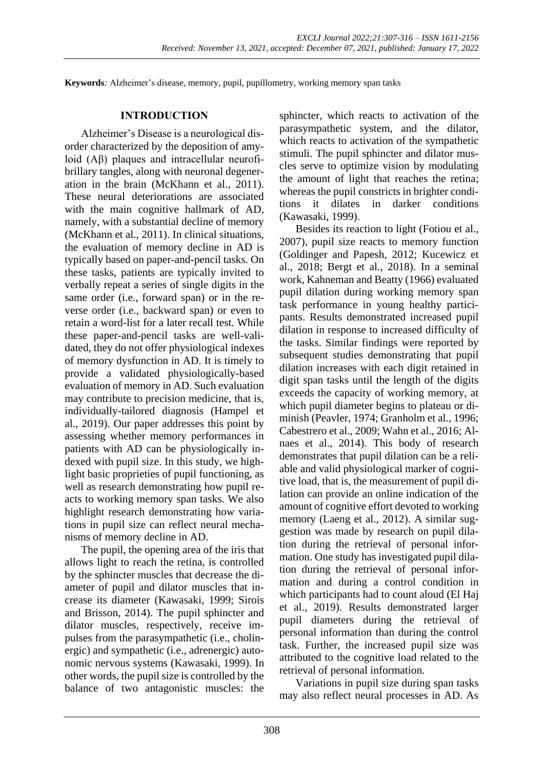**Keywords**: Alzheimer's disease, memory, pupil, pupillometry, working memory span tasks

## INTRODUCTION

Alzheimer's Disease is a neurological disorder characterized by the deposition of amyloid (Aβ) plaques and intracellular neurofibrillary tangles, along with neuronal degeneration in the brain (McKhann et al., 2011). These neural deteriorations are associated with the main cognitive hallmark of AD, namely, with a substantial decline of memory (McKhann et al., 2011). In clinical situations, the evaluation of memory decline in AD is typically based on paper-and-pencil tasks. On these tasks, patients are typically invited to verbally repeat a series of single digits in the same order (i.e., forward span) or in the reverse order (i.e., backward span) or even to retain a word-list for a later recall test. While these paper-and-pencil tasks are well-validated, they do not offer physiological indexes of memory dysfunction in AD. It is timely to provide a validated physiologically-based evaluation of memory in AD. Such evaluation may contribute to precision medicine, that is, individually-tailored diagnosis (Hampel et al., 2019). Our paper addresses this point by assessing whether memory performances in patients with AD can be physiologically indexed with pupil size. In this study, we highlight basic proprieties of pupil functioning, as well as research demonstrating how pupil reacts to working memory span tasks. We also highlight research demonstrating how variations in pupil size can reflect neural mechanisms of memory decline in AD.

The pupil, the opening area of the iris that allows light to reach the retina, is controlled by the sphincter muscles that decrease the diameter of pupil and dilator muscles that increase its diameter (Kawasaki, 1999; Sirois and Brisson, 2014). The pupil sphincter and dilator muscles, respectively, receive impulses from the parasympathetic (i.e., cholinergic) and sympathetic (i.e., adrenergic) autonomic nervous systems (Kawasaki, 1999). In other words, the pupil size is controlled by the balance of two antagonistic muscles: the sphincter, which reacts to activation of the parasympathetic system, and the dilator, which reacts to activation of the sympathetic stimuli. The pupil sphincter and dilator muscles serve to optimize vision by modulating the amount of light that reaches the retina; whereas the pupil constricts in brighter conditions it dilates in darker conditions (Kawasaki, 1999).

Besides its reaction to light (Fotiou et al., 2007), pupil size reacts to memory function (Goldinger and Papesh, 2012; Kucewicz et al., 2018; Bergt et al., 2018). In a seminal work, Kahneman and Beatty (1966) evaluated pupil dilation during working memory span task performance in young healthy participants. Results demonstrated increased pupil dilation in response to increased difficulty of the tasks. Similar findings were reported by subsequent studies demonstrating that pupil dilation increases with each digit retained in digit span tasks until the length of the digits exceeds the capacity of working memory, at which pupil diameter begins to plateau or diminish (Peavler, 1974; Granholm et al., 1996; Cabestrero et al., 2009; Wahn et al., 2016; Alnaes et al., 2014). This body of research demonstrates that pupil dilation can be a reliable and valid physiological marker of cognitive load, that is, the measurement of pupil dilation can provide an online indication of the amount of cognitive effort devoted to working memory (Laeng et al., 2012). A similar suggestion was made by research on pupil dilation during the retrieval of personal information. One study has investigated pupil dilation during the retrieval of personal information and during a control condition in which participants had to count aloud (El Haj et al., 2019). Results demonstrated larger pupil diameters during the retrieval of personal information than during the control task. Further, the increased pupil size was attributed to the cognitive load related to the retrieval of personal information.

Variations in pupil size during span tasks may also reflect neural processes in AD. As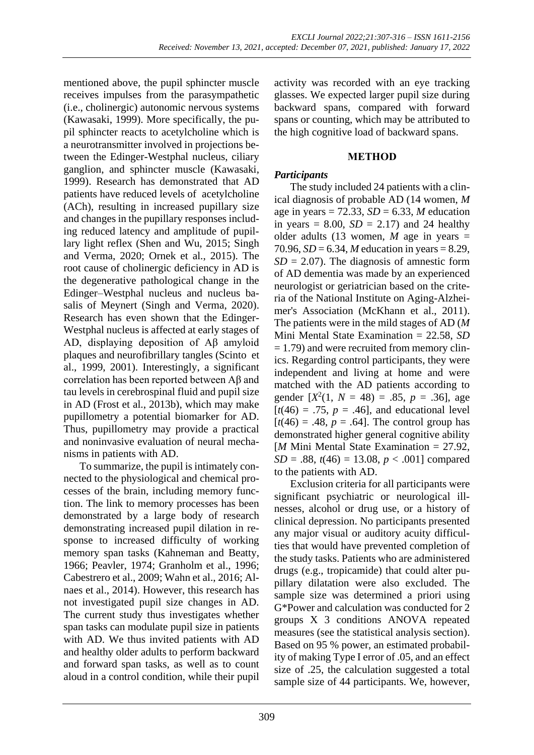mentioned above, the pupil sphincter muscle receives impulses from the parasympathetic (i.e., cholinergic) autonomic nervous systems (Kawasaki, 1999). More specifically, the pupil sphincter reacts to acetylcholine which is a neurotransmitter involved in projections between the Edinger-Westphal nucleus, ciliary ganglion, and sphincter muscle (Kawasaki, 1999). Research has demonstrated that AD patients have reduced levels of acetylcholine (ACh), resulting in increased pupillary size and changes in the pupillary responses including reduced latency and amplitude of pupillary light reflex (Shen and Wu, 2015; Singh and Verma, 2020; Ornek et al., 2015). The root cause of cholinergic deficiency in AD is the degenerative pathological change in the Edinger–Westphal nucleus and nucleus basalis of Meynert (Singh and Verma, 2020). Research has even shown that the Edinger-Westphal nucleus is affected at early stages of AD, displaying deposition of Aβ amyloid plaques and neurofibrillary tangles (Scinto et al., 1999, 2001). Interestingly, a significant correlation has been reported between Aβ and tau levels in cerebrospinal fluid and pupil size in AD (Frost et al., 2013b), which may make pupillometry a potential biomarker for AD. Thus, pupillometry may provide a practical and noninvasive evaluation of neural mechanisms in patients with AD.

To summarize, the pupil is intimately connected to the physiological and chemical processes of the brain, including memory function. The link to memory processes has been demonstrated by a large body of research demonstrating increased pupil dilation in response to increased difficulty of working memory span tasks (Kahneman and Beatty, 1966; Peavler, 1974; Granholm et al., 1996; Cabestrero et al., 2009; Wahn et al., 2016; Alnaes et al., 2014). However, this research has not investigated pupil size changes in AD. The current study thus investigates whether span tasks can modulate pupil size in patients with AD. We thus invited patients with AD and healthy older adults to perform backward and forward span tasks, as well as to count aloud in a control condition, while their pupil activity was recorded with an eye tracking glasses. We expected larger pupil size during backward spans, compared with forward spans or counting, which may be attributed to the high cognitive load of backward spans.

## METHOD

### *Participants*

The study included 24 patients with a clinical diagnosis of probable AD (14 women, *M* age in years = 72.33, *SD* = 6.33, *M* education in years = 8.00, *SD* = 2.17) and 24 healthy older adults (13 women, *M* age in years = 70.96, *SD* = 6.34, *M* education in years = 8.29, *SD* = 2.07). The diagnosis of amnestic form of AD dementia was made by an experienced neurologist or geriatrician based on the criteria of the National Institute on Aging-Alzheimer's Association (McKhann et al., 2011). The patients were in the mild stages of AD (*M* Mini Mental State Examination = 22.58, *SD* = 1.79) and were recruited from memory clinics. Regarding control participants, they were independent and living at home and were matched with the AD patients according to gender [$X^2(1, N = 48) = .85$, $p = .36$], age [$t(46) = .75$, $p = .46$], and educational level [$t(46) = .48$, $p = .64$]. The control group has demonstrated higher general cognitive ability [*M* Mini Mental State Examination = 27.92, *SD* = .88, $t(46) = 13.08$, $p < .001$] compared to the patients with AD.

Exclusion criteria for all participants were significant psychiatric or neurological illnesses, alcohol or drug use, or a history of clinical depression. No participants presented any major visual or auditory acuity difficulties that would have prevented completion of the study tasks. Patients who are administered drugs (e.g., tropicamide) that could alter pupillary dilatation were also excluded. The sample size was determined a priori using G*Power and calculation was conducted for 2 groups X 3 conditions ANOVA repeated measures (see the statistical analysis section). Based on 95 % power, an estimated probability of making Type I error of .05, and an effect size of .25, the calculation suggested a total sample size of 44 participants. We, however,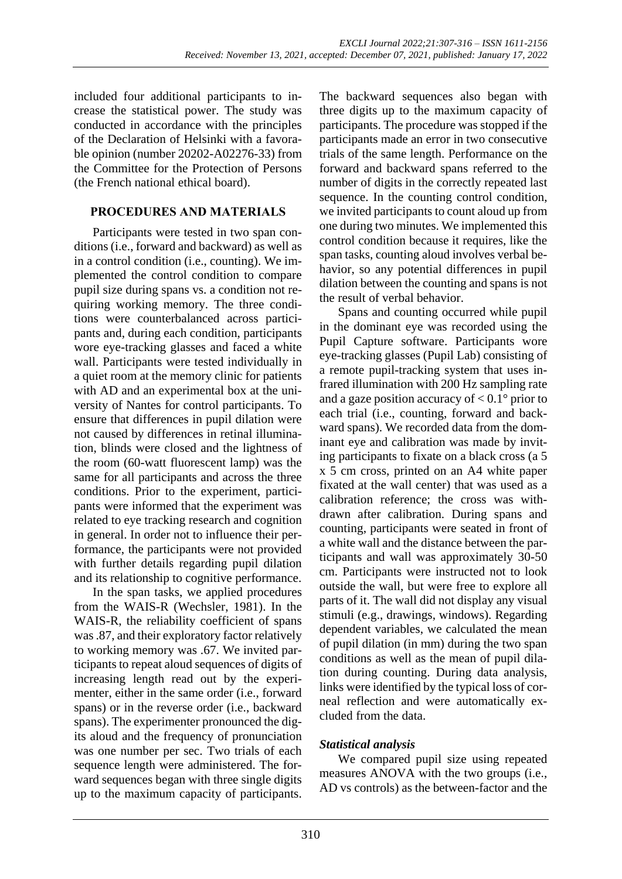included four additional participants to increase the statistical power. The study was conducted in accordance with the principles of the Declaration of Helsinki with a favorable opinion (number 20202-A02276-33) from the Committee for the Protection of Persons (the French national ethical board).

## PROCEDURES AND MATERIALS

Participants were tested in two span conditions (i.e., forward and backward) as well as in a control condition (i.e., counting). We implemented the control condition to compare pupil size during spans vs. a condition not requiring working memory. The three conditions were counterbalanced across participants and, during each condition, participants wore eye-tracking glasses and faced a white wall. Participants were tested individually in a quiet room at the memory clinic for patients with AD and an experimental box at the university of Nantes for control participants. To ensure that differences in pupil dilation were not caused by differences in retinal illumination, blinds were closed and the lightness of the room (60-watt fluorescent lamp) was the same for all participants and across the three conditions. Prior to the experiment, participants were informed that the experiment was related to eye tracking research and cognition in general. In order not to influence their performance, the participants were not provided with further details regarding pupil dilation and its relationship to cognitive performance.

In the span tasks, we applied procedures from the WAIS-R (Wechsler, 1981). In the WAIS-R, the reliability coefficient of spans was .87, and their exploratory factor relatively to working memory was .67. We invited participants to repeat aloud sequences of digits of increasing length read out by the experimenter, either in the same order (i.e., forward spans) or in the reverse order (i.e., backward spans). The experimenter pronounced the digits aloud and the frequency of pronunciation was one number per sec. Two trials of each sequence length were administered. The forward sequences began with three single digits up to the maximum capacity of participants. The backward sequences also began with three digits up to the maximum capacity of participants. The procedure was stopped if the participants made an error in two consecutive trials of the same length. Performance on the forward and backward spans referred to the number of digits in the correctly repeated last sequence. In the counting control condition, we invited participants to count aloud up from one during two minutes. We implemented this control condition because it requires, like the span tasks, counting aloud involves verbal behavior, so any potential differences in pupil dilation between the counting and spans is not the result of verbal behavior.

Spans and counting occurred while pupil in the dominant eye was recorded using the Pupil Capture software. Participants wore eye-tracking glasses (Pupil Lab) consisting of a remote pupil-tracking system that uses infrared illumination with 200 Hz sampling rate and a gaze position accuracy of < 0.1° prior to each trial (i.e., counting, forward and backward spans). We recorded data from the dominant eye and calibration was made by inviting participants to fixate on a black cross (a 5 x 5 cm cross, printed on an A4 white paper fixated at the wall center) that was used as a calibration reference; the cross was withdrawn after calibration. During spans and counting, participants were seated in front of a white wall and the distance between the participants and wall was approximately 30-50 cm. Participants were instructed not to look outside the wall, but were free to explore all parts of it. The wall did not display any visual stimuli (e.g., drawings, windows). Regarding dependent variables, we calculated the mean of pupil dilation (in mm) during the two span conditions as well as the mean of pupil dilation during counting. During data analysis, links were identified by the typical loss of corneal reflection and were automatically excluded from the data.

### *Statistical analysis*

We compared pupil size using repeated measures ANOVA with the two groups (i.e., AD vs controls) as the between-factor and the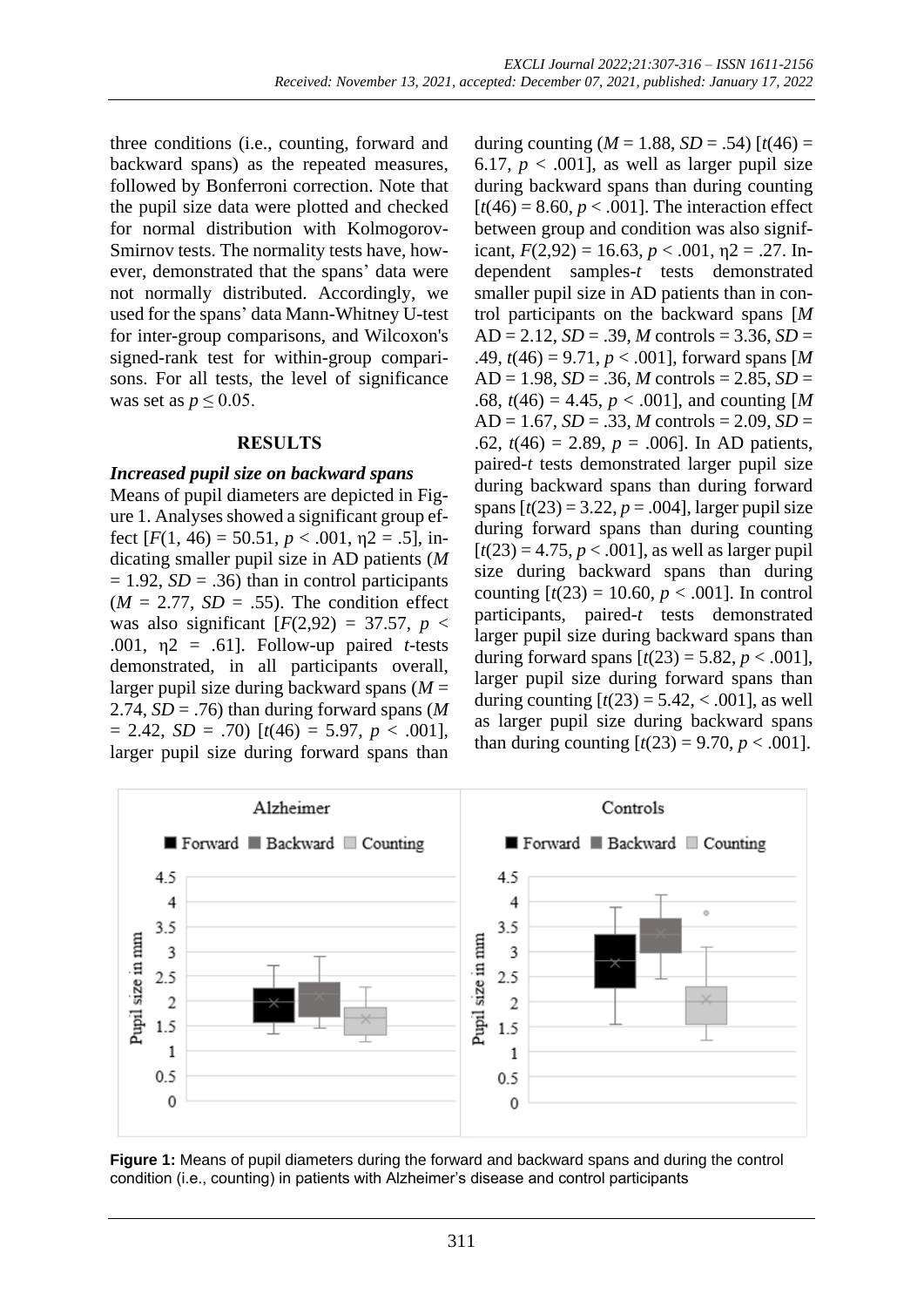three conditions (i.e., counting, forward and backward spans) as the repeated measures, followed by Bonferroni correction. Note that the pupil size data were plotted and checked for normal distribution with Kolmogorov-Smirnov tests. The normality tests have, however, demonstrated that the spans' data were not normally distributed. Accordingly, we used for the spans' data Mann-Whitney U-test for inter-group comparisons, and Wilcoxon's signed-rank test for within-group comparisons. For all tests, the level of significance was set as $p \leq 0.05$.

## RESULTS

### *Increased pupil size on backward spans*

Means of pupil diameters are depicted in Figure 1. Analyses showed a significant group effect [$F(1, 46) = 50.51$, $p < .001$, $\eta 2 = .5$], indicating smaller pupil size in AD patients ($M = 1.92$, $SD = .36$) than in control participants ($M = 2.77$, $SD = .55$). The condition effect was also significant [$F(2,92) = 37.57$, $p < .001$, $\eta 2 = .61$]. Follow-up paired *t*-tests demonstrated, in all participants overall, larger pupil size during backward spans ($M = 2.74$, $SD = .76$) than during forward spans ($M = 2.42$, $SD = .70$) [$t(46) = 5.97$, $p < .001$], larger pupil size during forward spans than during counting ($M = 1.88$, $SD = .54$) [$t(46) = 6.17$, $p < .001$], as well as larger pupil size during backward spans than during counting [$t(46) = 8.60$, $p < .001$]. The interaction effect between group and condition was also significant, $F(2,92) = 16.63$, $p < .001$, $\eta 2 = .27$. Independent samples-*t* tests demonstrated smaller pupil size in AD patients than in control participants on the backward spans [$M$ AD = 2.12, $SD = .39$, $M$ controls = 3.36, $SD = .49$, $t(46) = 9.71$, $p < .001$], forward spans [$M$ AD = 1.98, $SD = .36$, $M$ controls = 2.85, $SD = .68$, $t(46) = 4.45$, $p < .001$], and counting [$M$ AD = 1.67, $SD = .33$, $M$ controls = 2.09, $SD = .62$, $t(46) = 2.89$, $p = .006$]. In AD patients, paired-*t* tests demonstrated larger pupil size during backward spans than during forward spans [$t(23) = 3.22$, $p = .004$], larger pupil size during forward spans than during counting [$t(23) = 4.75$, $p < .001$], as well as larger pupil size during backward spans than during counting [$t(23) = 10.60$, $p < .001$]. In control participants, paired-*t* tests demonstrated larger pupil size during backward spans than during forward spans [$t(23) = 5.82$, $p < .001$], larger pupil size during forward spans than during counting [$t(23) = 5.42$, $< .001$], as well as larger pupil size during backward spans than during counting [$t(23) = 9.70$, $p < .001$].

**Figure 1:** Means of pupil diameters during the forward and backward spans and during the control condition (i.e., counting) in patients with Alzheimer's disease and control participants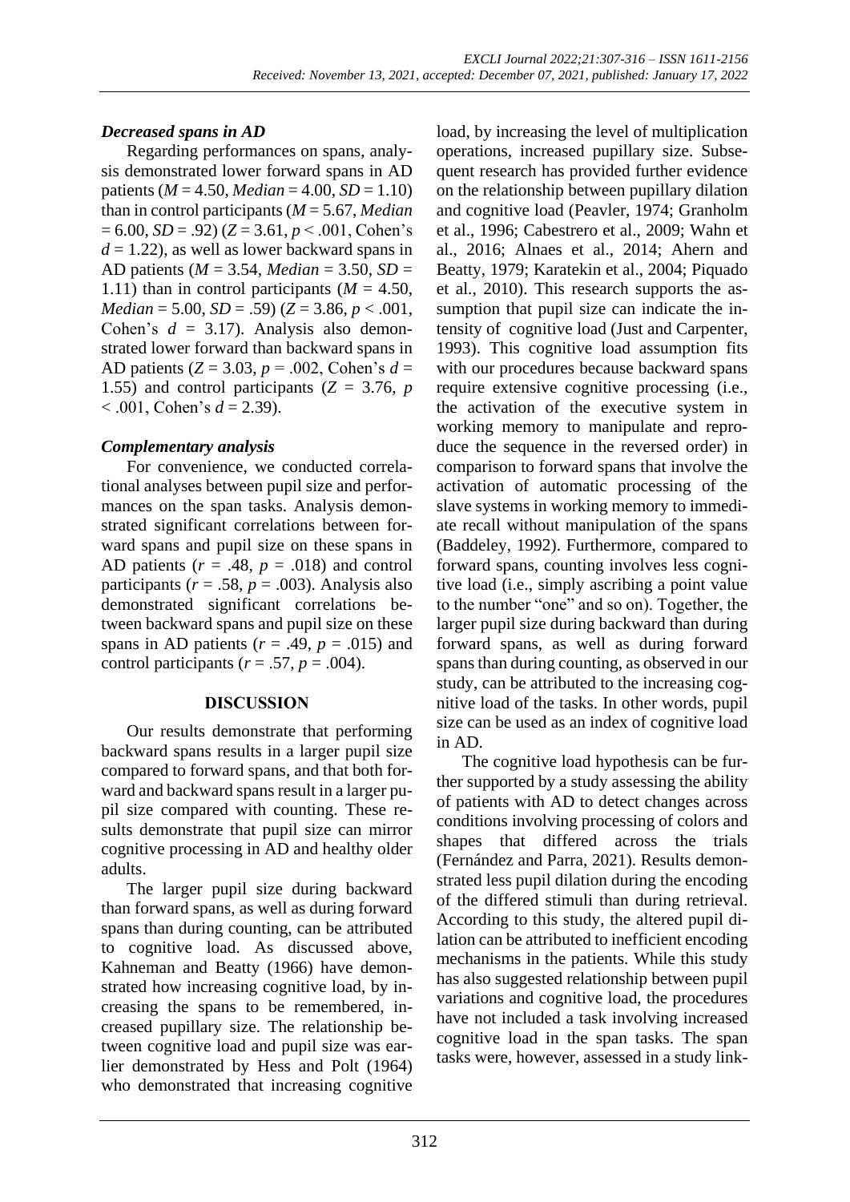### *Decreased spans in AD*

Regarding performances on spans, analysis demonstrated lower forward spans in AD patients ($M$ = 4.50, *Median* = 4.00, $SD$ = 1.10) than in control participants ($M$ = 5.67, *Median* = 6.00, $SD$ = .92) ($Z$ = 3.61, $p$ < .001, Cohen's $d$ = 1.22), as well as lower backward spans in AD patients ($M$ = 3.54, *Median* = 3.50, $SD$ = 1.11) than in control participants ($M$ = 4.50, *Median* = 5.00, $SD$ = .59) ($Z$ = 3.86, $p$ < .001, Cohen's $d$ = 3.17). Analysis also demonstrated lower forward than backward spans in AD patients ($Z$ = 3.03, $p$ = .002, Cohen's $d$ = 1.55) and control participants ($Z$ = 3.76, $p$ < .001, Cohen's $d$ = 2.39).

### *Complementary analysis*

For convenience, we conducted correlational analyses between pupil size and performances on the span tasks. Analysis demonstrated significant correlations between forward spans and pupil size on these spans in AD patients ($r$ = .48, $p$ = .018) and control participants ($r$ = .58, $p$ = .003). Analysis also demonstrated significant correlations between backward spans and pupil size on these spans in AD patients ($r$ = .49, $p$ = .015) and control participants ($r$ = .57, $p$ = .004).

## DISCUSSION

Our results demonstrate that performing backward spans results in a larger pupil size compared to forward spans, and that both forward and backward spans result in a larger pupil size compared with counting. These results demonstrate that pupil size can mirror cognitive processing in AD and healthy older adults.

The larger pupil size during backward than forward spans, as well as during forward spans than during counting, can be attributed to cognitive load. As discussed above, Kahneman and Beatty (1966) have demonstrated how increasing cognitive load, by increasing the spans to be remembered, increased pupillary size. The relationship between cognitive load and pupil size was earlier demonstrated by Hess and Polt (1964) who demonstrated that increasing cognitive load, by increasing the level of multiplication operations, increased pupillary size. Subsequent research has provided further evidence on the relationship between pupillary dilation and cognitive load (Peavler, 1974; Granholm et al., 1996; Cabestrero et al., 2009; Wahn et al., 2016; Alnaes et al., 2014; Ahern and Beatty, 1979; Karatekin et al., 2004; Piquado et al., 2010). This research supports the assumption that pupil size can indicate the intensity of cognitive load (Just and Carpenter, 1993). This cognitive load assumption fits with our procedures because backward spans require extensive cognitive processing (i.e., the activation of the executive system in working memory to manipulate and reproduce the sequence in the reversed order) in comparison to forward spans that involve the activation of automatic processing of the slave systems in working memory to immediate recall without manipulation of the spans (Baddeley, 1992). Furthermore, compared to forward spans, counting involves less cognitive load (i.e., simply ascribing a point value to the number "one" and so on). Together, the larger pupil size during backward than during forward spans, as well as during forward spans than during counting, as observed in our study, can be attributed to the increasing cognitive load of the tasks. In other words, pupil size can be used as an index of cognitive load in AD.

The cognitive load hypothesis can be further supported by a study assessing the ability of patients with AD to detect changes across conditions involving processing of colors and shapes that differed across the trials (Fernández and Parra, 2021). Results demonstrated less pupil dilation during the encoding of the differed stimuli than during retrieval. According to this study, the altered pupil dilation can be attributed to inefficient encoding mechanisms in the patients. While this study has also suggested relationship between pupil variations and cognitive load, the procedures have not included a task involving increased cognitive load in the span tasks. The span tasks were, however, assessed in a study link-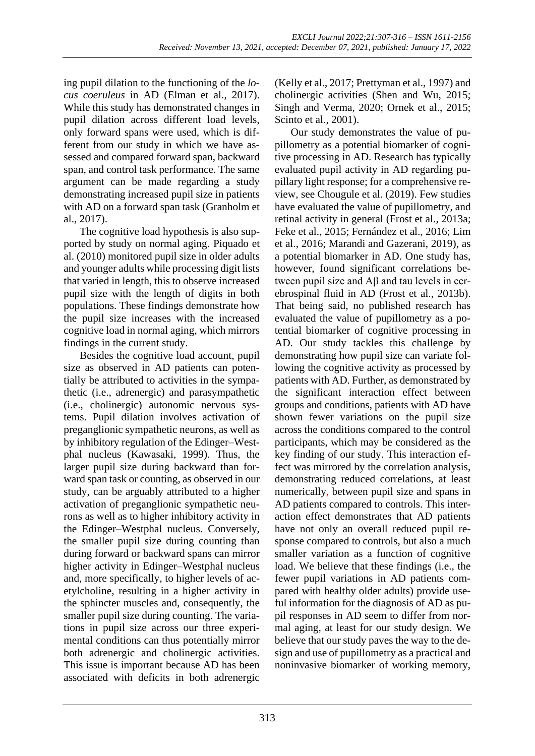ing pupil dilation to the functioning of the *locus coeruleus* in AD (Elman et al., 2017). While this study has demonstrated changes in pupil dilation across different load levels, only forward spans were used, which is different from our study in which we have assessed and compared forward span, backward span, and control task performance. The same argument can be made regarding a study demonstrating increased pupil size in patients with AD on a forward span task (Granholm et al., 2017).

The cognitive load hypothesis is also supported by study on normal aging. Piquado et al. (2010) monitored pupil size in older adults and younger adults while processing digit lists that varied in length, this to observe increased pupil size with the length of digits in both populations. These findings demonstrate how the pupil size increases with the increased cognitive load in normal aging, which mirrors findings in the current study.

Besides the cognitive load account, pupil size as observed in AD patients can potentially be attributed to activities in the sympathetic (i.e., adrenergic) and parasympathetic (i.e., cholinergic) autonomic nervous systems. Pupil dilation involves activation of preganglionic sympathetic neurons, as well as by inhibitory regulation of the Edinger–Westphal nucleus (Kawasaki, 1999). Thus, the larger pupil size during backward than forward span task or counting, as observed in our study, can be arguably attributed to a higher activation of preganglionic sympathetic neurons as well as to higher inhibitory activity in the Edinger–Westphal nucleus. Conversely, the smaller pupil size during counting than during forward or backward spans can mirror higher activity in Edinger–Westphal nucleus and, more specifically, to higher levels of acetylcholine, resulting in a higher activity in the sphincter muscles and, consequently, the smaller pupil size during counting. The variations in pupil size across our three experimental conditions can thus potentially mirror both adrenergic and cholinergic activities. This issue is important because AD has been associated with deficits in both adrenergic (Kelly et al., 2017; Prettyman et al., 1997) and cholinergic activities (Shen and Wu, 2015; Singh and Verma, 2020; Ornek et al., 2015; Scinto et al., 2001).

Our study demonstrates the value of pupillometry as a potential biomarker of cognitive processing in AD. Research has typically evaluated pupil activity in AD regarding pupillary light response; for a comprehensive review, see Chougule et al. (2019). Few studies have evaluated the value of pupillometry, and retinal activity in general (Frost et al., 2013a; Feke et al., 2015; Fernández et al., 2016; Lim et al., 2016; Marandi and Gazerani, 2019), as a potential biomarker in AD. One study has, however, found significant correlations between pupil size and Aβ and tau levels in cerebrospinal fluid in AD (Frost et al., 2013b). That being said, no published research has evaluated the value of pupillometry as a potential biomarker of cognitive processing in AD. Our study tackles this challenge by demonstrating how pupil size can variate following the cognitive activity as processed by patients with AD. Further, as demonstrated by the significant interaction effect between groups and conditions, patients with AD have shown fewer variations on the pupil size across the conditions compared to the control participants, which may be considered as the key finding of our study. This interaction effect was mirrored by the correlation analysis, demonstrating reduced correlations, at least numerically, between pupil size and spans in AD patients compared to controls. This interaction effect demonstrates that AD patients have not only an overall reduced pupil response compared to controls, but also a much smaller variation as a function of cognitive load. We believe that these findings (i.e., the fewer pupil variations in AD patients compared with healthy older adults) provide useful information for the diagnosis of AD as pupil responses in AD seem to differ from normal aging, at least for our study design. We believe that our study paves the way to the design and use of pupillometry as a practical and noninvasive biomarker of working memory,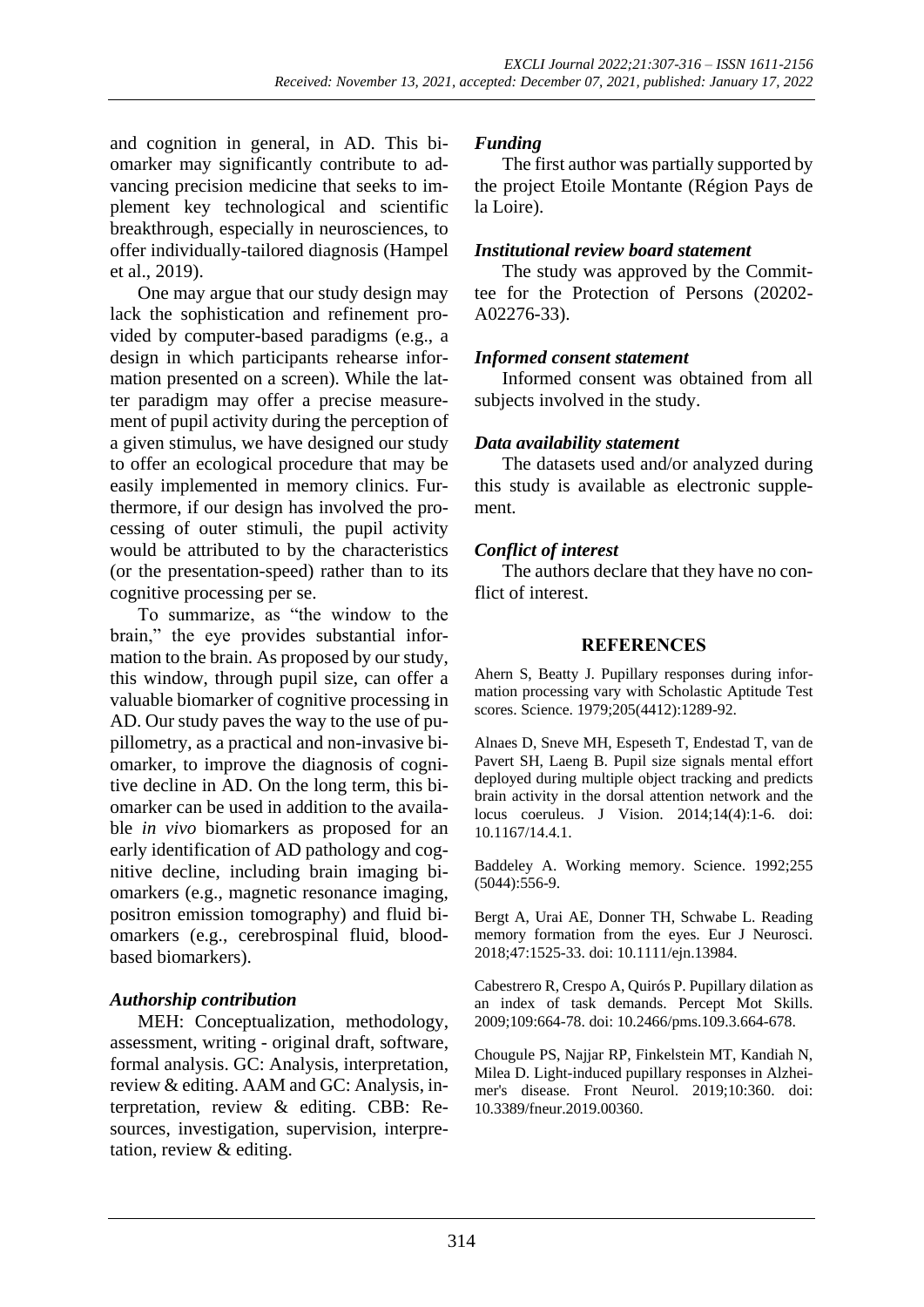and cognition in general, in AD. This biomarker may significantly contribute to advancing precision medicine that seeks to implement key technological and scientific breakthrough, especially in neurosciences, to offer individually-tailored diagnosis (Hampel et al., 2019).

One may argue that our study design may lack the sophistication and refinement provided by computer-based paradigms (e.g., a design in which participants rehearse information presented on a screen). While the latter paradigm may offer a precise measurement of pupil activity during the perception of a given stimulus, we have designed our study to offer an ecological procedure that may be easily implemented in memory clinics. Furthermore, if our design has involved the processing of outer stimuli, the pupil activity would be attributed to by the characteristics (or the presentation-speed) rather than to its cognitive processing per se.

To summarize, as "the window to the brain," the eye provides substantial information to the brain. As proposed by our study, this window, through pupil size, can offer a valuable biomarker of cognitive processing in AD. Our study paves the way to the use of pupillometry, as a practical and non-invasive biomarker, to improve the diagnosis of cognitive decline in AD. On the long term, this biomarker can be used in addition to the available *in vivo* biomarkers as proposed for an early identification of AD pathology and cognitive decline, including brain imaging biomarkers (e.g., magnetic resonance imaging, positron emission tomography) and fluid biomarkers (e.g., cerebrospinal fluid, blood-based biomarkers).

### *Authorship contribution*

MEH: Conceptualization, methodology, assessment, writing - original draft, software, formal analysis. GC: Analysis, interpretation, review & editing. AAM and GC: Analysis, interpretation, review & editing. CBB: Resources, investigation, supervision, interpretation, review & editing.

### *Funding*

The first author was partially supported by the project Etoile Montante (Région Pays de la Loire).

### *Institutional review board statement*

The study was approved by the Committee for the Protection of Persons (20202-A02276-33).

### *Informed consent statement*

Informed consent was obtained from all subjects involved in the study.

### *Data availability statement*

The datasets used and/or analyzed during this study is available as electronic supplement.

### *Conflict of interest*

The authors declare that they have no conflict of interest.

## REFERENCES

Ahern S, Beatty J. Pupillary responses during information processing vary with Scholastic Aptitude Test scores. Science. 1979;205(4412):1289-92.

Alnaes D, Sneve MH, Espeseth T, Endestad T, van de Pavert SH, Laeng B. Pupil size signals mental effort deployed during multiple object tracking and predicts brain activity in the dorsal attention network and the locus coeruleus. J Vision. 2014;14(4):1-6. doi: 10.1167/14.4.1.

Baddeley A. Working memory. Science. 1992;255 (5044):556-9.

Bergt A, Urai AE, Donner TH, Schwabe L. Reading memory formation from the eyes. Eur J Neurosci. 2018;47:1525-33. doi: 10.1111/ejn.13984.

Cabestrero R, Crespo A, Quirós P. Pupillary dilation as an index of task demands. Percept Mot Skills. 2009;109:664-78. doi: 10.2466/pms.109.3.664-678.

Chougule PS, Najjar RP, Finkelstein MT, Kandiah N, Milea D. Light-induced pupillary responses in Alzheimer's disease. Front Neurol. 2019;10:360. doi: 10.3389/fneur.2019.00360.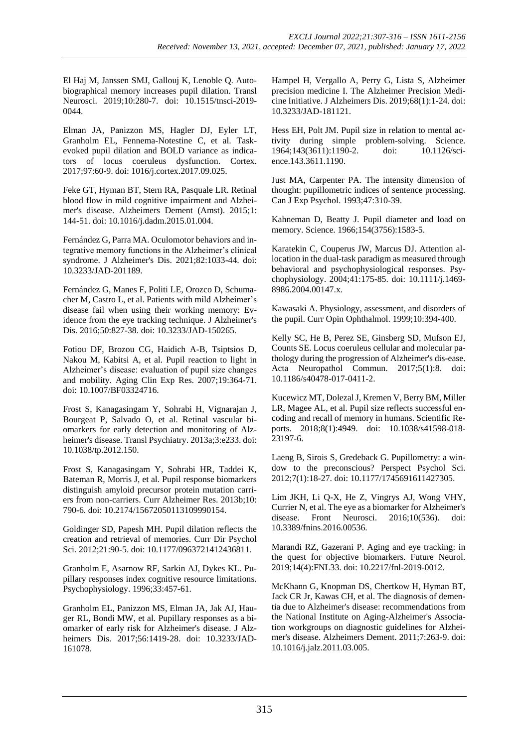El Haj M, Janssen SMJ, Gallouj K, Lenoble Q. Autobiographical memory increases pupil dilation. Transl Neurosci. 2019;10:280-7. doi: 10.1515/tnsci-2019-0044.

Elman JA, Panizzon MS, Hagler DJ, Eyler LT, Granholm EL, Fennema-Notestine C, et al. Task-evoked pupil dilation and BOLD variance as indicators of locus coeruleus dysfunction. Cortex. 2017;97:60-9. doi: 1016/j.cortex.2017.09.025.

Feke GT, Hyman BT, Stern RA, Pasquale LR. Retinal blood flow in mild cognitive impairment and Alzheimer's disease. Alzheimers Dement (Amst). 2015;1: 144-51. doi: 10.1016/j.dadm.2015.01.004.

Fernández G, Parra MA. Oculomotor behaviors and integrative memory functions in the Alzheimer's clinical syndrome. J Alzheimer's Dis. 2021;82:1033-44. doi: 10.3233/JAD-201189.

Fernández G, Manes F, Politi LE, Orozco D, Schumacher M, Castro L, et al. Patients with mild Alzheimer's disease fail when using their working memory: Evidence from the eye tracking technique. J Alzheimer's Dis. 2016;50:827-38. doi: 10.3233/JAD-150265.

Fotiou DF, Brozou CG, Haidich A-B, Tsiptsios D, Nakou M, Kabitsi A, et al. Pupil reaction to light in Alzheimer's disease: evaluation of pupil size changes and mobility. Aging Clin Exp Res. 2007;19:364-71. doi: 10.1007/BF03324716.

Frost S, Kanagasingam Y, Sohrabi H, Vignarajan J, Bourgeat P, Salvado O, et al. Retinal vascular biomarkers for early detection and monitoring of Alzheimer's disease. Transl Psychiatry. 2013a;3:e233. doi: 10.1038/tp.2012.150.

Frost S, Kanagasingam Y, Sohrabi HR, Taddei K, Bateman R, Morris J, et al. Pupil response biomarkers distinguish amyloid precursor protein mutation carriers from non-carriers. Curr Alzheimer Res. 2013b;10: 790-6. doi: 10.2174/15672050113109990154.

Goldinger SD, Papesh MH. Pupil dilation reflects the creation and retrieval of memories. Curr Dir Psychol Sci. 2012;21:90-5. doi: 10.1177/0963721412436811.

Granholm E, Asarnow RF, Sarkin AJ, Dykes KL. Pupillary responses index cognitive resource limitations. Psychophysiology. 1996;33:457-61.

Granholm EL, Panizzon MS, Elman JA, Jak AJ, Hauger RL, Bondi MW, et al. Pupillary responses as a biomarker of early risk for Alzheimer's disease. J Alzheimers Dis. 2017;56:1419-28. doi: 10.3233/JAD-161078.

Hampel H, Vergallo A, Perry G, Lista S, Alzheimer precision medicine I. The Alzheimer Precision Medicine Initiative. J Alzheimers Dis. 2019;68(1):1-24. doi: 10.3233/JAD-181121.

Hess EH, Polt JM. Pupil size in relation to mental activity during simple problem-solving. Science. 1964;143(3611):1190-2. doi: 10.1126/science.143.3611.1190.

Just MA, Carpenter PA. The intensity dimension of thought: pupillometric indices of sentence processing. Can J Exp Psychol. 1993;47:310-39.

Kahneman D, Beatty J. Pupil diameter and load on memory. Science. 1966;154(3756):1583-5.

Karatekin C, Couperus JW, Marcus DJ. Attention allocation in the dual-task paradigm as measured through behavioral and psychophysiological responses. Psychophysiology. 2004;41:175-85. doi: 10.1111/j.1469-8986.2004.00147.x.

Kawasaki A. Physiology, assessment, and disorders of the pupil. Curr Opin Ophthalmol. 1999;10:394-400.

Kelly SC, He B, Perez SE, Ginsberg SD, Mufson EJ, Counts SE. Locus coeruleus cellular and molecular pathology during the progression of Alzheimer's dis-ease. Acta Neuropathol Commun. 2017;5(1):8. doi: 10.1186/s40478-017-0411-2.

Kucewicz MT, Dolezal J, Kremen V, Berry BM, Miller LR, Magee AL, et al. Pupil size reflects successful encoding and recall of memory in humans. Scientific Reports. 2018;8(1):4949. doi: 10.1038/s41598-018-23197-6.

Laeng B, Sirois S, Gredeback G. Pupillometry: a window to the preconscious? Perspect Psychol Sci. 2012;7(1):18-27. doi: 10.1177/1745691611427305.

Lim JKH, Li Q-X, He Z, Vingrys AJ, Wong VHY, Currier N, et al. The eye as a biomarker for Alzheimer's disease. Front Neurosci. 2016;10(536). doi: 10.3389/fnins.2016.00536.

Marandi RZ, Gazerani P. Aging and eye tracking: in the quest for objective biomarkers. Future Neurol. 2019;14(4):FNL33. doi: 10.2217/fnl-2019-0012.

McKhann G, Knopman DS, Chertkow H, Hyman BT, Jack CR Jr, Kawas CH, et al. The diagnosis of dementia due to Alzheimer's disease: recommendations from the National Institute on Aging-Alzheimer's Association workgroups on diagnostic guidelines for Alzheimer's disease. Alzheimers Dement. 2011;7:263-9. doi: 10.1016/j.jalz.2011.03.005.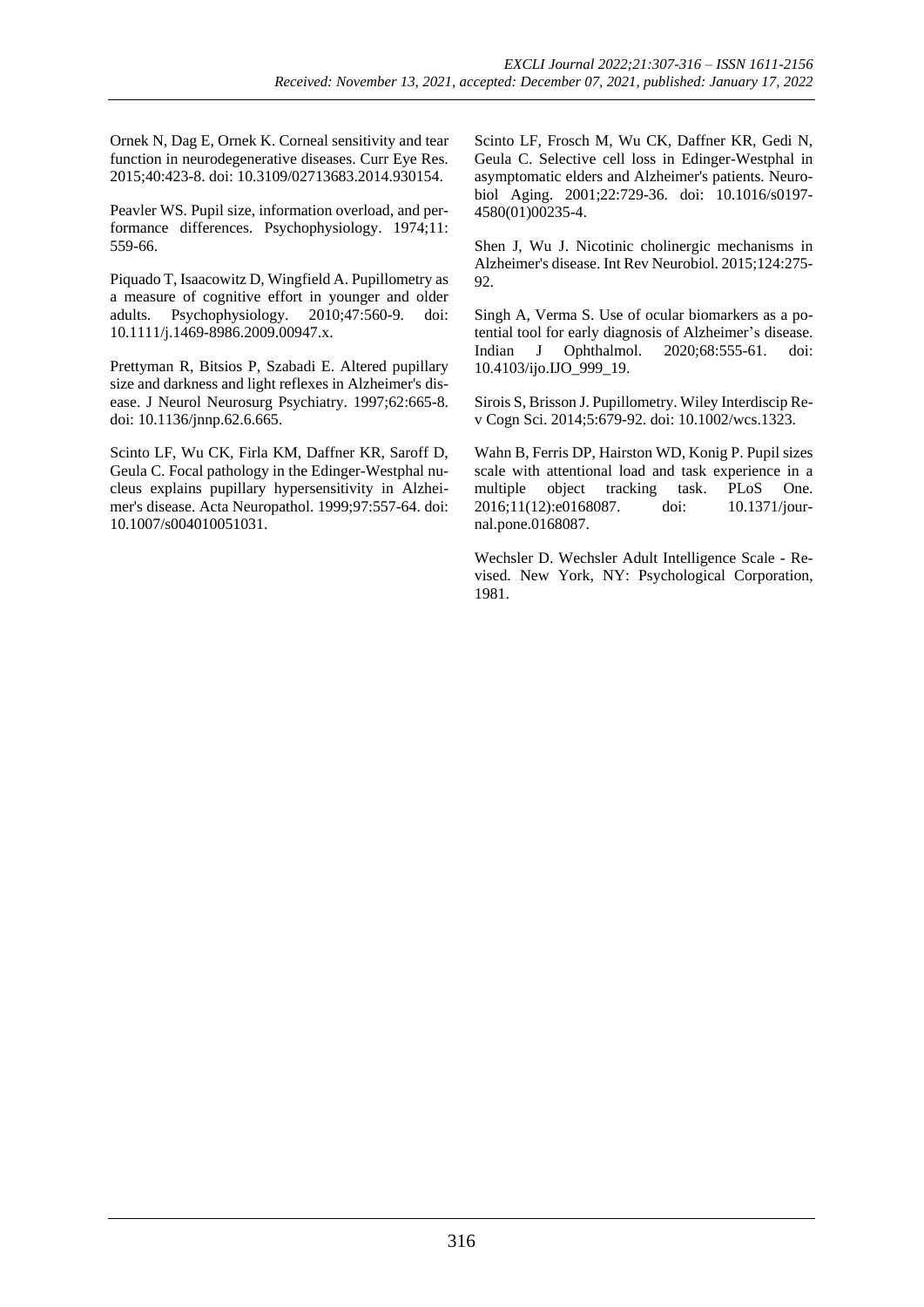Ornek N, Dag E, Ornek K. Corneal sensitivity and tear function in neurodegenerative diseases. Curr Eye Res. 2015;40:423-8. doi: 10.3109/02713683.2014.930154.

Peavler WS. Pupil size, information overload, and performance differences. Psychophysiology. 1974;11: 559-66.

Piquado T, Isaacowitz D, Wingfield A. Pupillometry as a measure of cognitive effort in younger and older adults. Psychophysiology. 2010;47:560-9. doi: 10.1111/j.1469-8986.2009.00947.x.

Prettyman R, Bitsios P, Szabadi E. Altered pupillary size and darkness and light reflexes in Alzheimer's disease. J Neurol Neurosurg Psychiatry. 1997;62:665-8. doi: 10.1136/jnnp.62.6.665.

Scinto LF, Wu CK, Firla KM, Daffner KR, Saroff D, Geula C. Focal pathology in the Edinger-Westphal nucleus explains pupillary hypersensitivity in Alzheimer's disease. Acta Neuropathol. 1999;97:557-64. doi: 10.1007/s004010051031.

Scinto LF, Frosch M, Wu CK, Daffner KR, Gedi N, Geula C. Selective cell loss in Edinger-Westphal in asymptomatic elders and Alzheimer's patients. Neurobiol Aging. 2001;22:729-36. doi: 10.1016/s0197-4580(01)00235-4.

Shen J, Wu J. Nicotinic cholinergic mechanisms in Alzheimer's disease. Int Rev Neurobiol. 2015;124:275-92.

Singh A, Verma S. Use of ocular biomarkers as a potential tool for early diagnosis of Alzheimer's disease. Indian J Ophthalmol. 2020;68:555-61. doi: 10.4103/ijo.IJO_999_19.

Sirois S, Brisson J. Pupillometry. Wiley Interdiscip Rev Cogn Sci. 2014;5:679-92. doi: 10.1002/wcs.1323.

Wahn B, Ferris DP, Hairston WD, Konig P. Pupil sizes scale with attentional load and task experience in a multiple object tracking task. PLoS One. 2016;11(12):e0168087. doi: 10.1371/journal.pone.0168087.

Wechsler D. Wechsler Adult Intelligence Scale - Revised. New York, NY: Psychological Corporation, 1981.